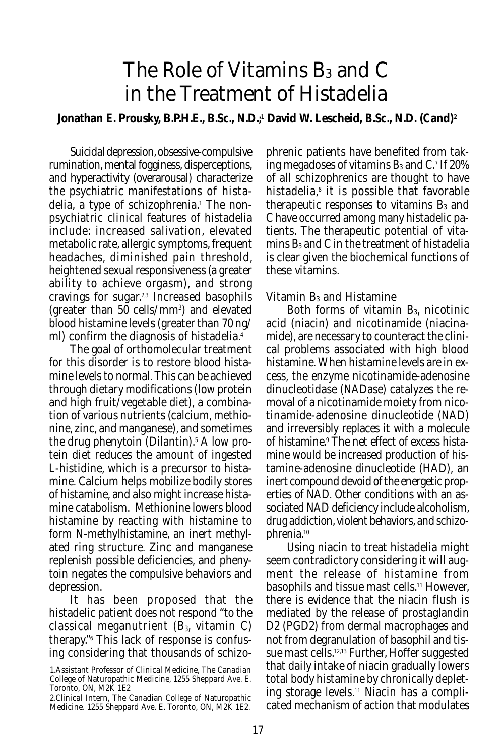# The Role of Vitamins $B_3$ and C in the Treatment of Histadelia

**Jonathan E. Prousky, B.P.H.E., B.Sc., N.D.;[1] David W. Lescheid, B.Sc., N.D. (Cand)[2]**

Suicidal depression, obsessive-compulsive rumination, mental fogginess, disperceptions, and hyperactivity (overarousal) characterize the psychiatric manifestations of histadelia, a type of schizophrenia.[1] The non-psychiatric clinical features of histadelia include: increased salivation, elevated metabolic rate, allergic symptoms, frequent headaches, diminished pain threshold, heightened sexual responsiveness (a greater ability to achieve orgasm), and strong cravings for sugar.[2,3] Increased basophils (greater than 50 cells/$mm^3$) and elevated blood histamine levels (greater than 70 ng/ml) confirm the diagnosis of histadelia.[4]

The goal of orthomolecular treatment for this disorder is to restore blood histamine levels to normal. This can be achieved through dietary modifications (low protein and high fruit/vegetable diet), a combination of various nutrients (calcium, methionine, zinc, and manganese), and sometimes the drug phenytoin (Dilantin).[5] A low protein diet reduces the amount of ingested L-histidine, which is a precursor to histamine. Calcium helps mobilize bodily stores of histamine, and also might increase histamine catabolism. Methionine lowers blood histamine by reacting with histamine to form N-methylhistamine, an inert methylated ring structure. Zinc and manganese replenish possible deficiencies, and phenytoin negates the compulsive behaviors and depression.

It has been proposed that the histadelic patient does not respond "to the classical meganutrient ($B_3$, vitamin C) therapy."[6] This lack of response is confusing considering that thousands of schizophrenic patients have benefited from taking megadoses of vitamins $B_3$ and C.[7] If 20% of all schizophrenics are thought to have histadelia,[8] it is possible that favorable therapeutic responses to vitamins $B_3$ and C have occurred among many histadelic patients. The therapeutic potential of vitamins $B_3$ and C in the treatment of histadelia is clear given the biochemical functions of these vitamins.

## Vitamin $B_3$ and Histamine

Both forms of vitamin $B_3$, nicotinic acid (niacin) and nicotinamide (niacinamide), are necessary to counteract the clinical problems associated with high blood histamine. When histamine levels are in excess, the enzyme nicotinamide-adenosine dinucleotidase (NADase) catalyzes the removal of a nicotinamide moiety from nicotinamide-adenosine dinucleotide (NAD) and irreversibly replaces it with a molecule of histamine.[9] The net effect of excess histamine would be increased production of histamine-adenosine dinucleotide (HAD), an inert compound devoid of the energetic properties of NAD. Other conditions with an associated NAD deficiency include alcoholism, drug addiction, violent behaviors, and schizophrenia.[10]

Using niacin to treat histadelia might seem contradictory considering it will augment the release of histamine from basophils and tissue mast cells.[11] However, there is evidence that the niacin flush is mediated by the release of prostaglandin D2 (PGD2) from dermal macrophages and not from degranulation of basophil and tissue mast cells.[12,13] Further, Hoffer suggested that daily intake of niacin gradually lowers total body histamine by chronically depleting storage levels.[11] Niacin has a complicated mechanism of action that modulates

1. Assistant Professor of Clinical Medicine, The Canadian College of Naturopathic Medicine, 1255 Sheppard Ave. E. Toronto, ON, M2K 1E2
2. Clinical Intern, The Canadian College of Naturopathic Medicine. 1255 Sheppard Ave. E. Toronto, ON, M2K 1E2.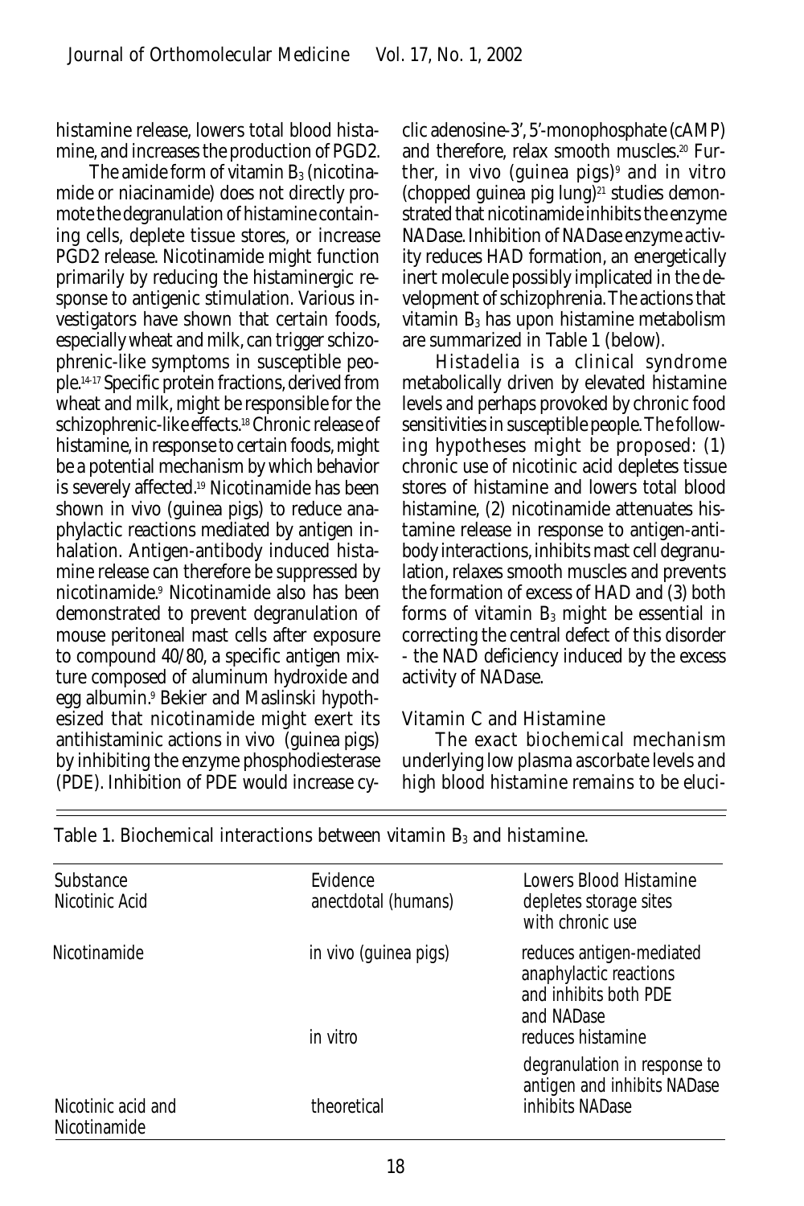histamine release, lowers total blood histamine, and increases the production of PGD2.

The amide form of vitamin $B_3$ (nicotinamide or niacinamide) does not directly promote the degranulation of histamine containing cells, deplete tissue stores, or increase PGD2 release. Nicotinamide might function primarily by reducing the histaminergic response to antigenic stimulation. Various investigators have shown that certain foods, especially wheat and milk, can trigger schizophrenic-like symptoms in susceptible people.[14-17] Specific protein fractions, derived from wheat and milk, might be responsible for the schizophrenic-like effects.[18] Chronic release of histamine, in response to certain foods, might be a potential mechanism by which behavior is severely affected.[19] Nicotinamide has been shown in vivo (guinea pigs) to reduce anaphylactic reactions mediated by antigen inhalation. Antigen-antibody induced histamine release can therefore be suppressed by nicotinamide.[9] Nicotinamide also has been demonstrated to prevent degranulation of mouse peritoneal mast cells after exposure to compound 40/80, a specific antigen mixture composed of aluminum hydroxide and egg albumin.[9] Bekier and Maslinski hypothesized that nicotinamide might exert its antihistaminic actions in vivo (guinea pigs) by inhibiting the enzyme phosphodiesterase (PDE). Inhibition of PDE would increase cyclic adenosine-3', 5'-monophosphate (cAMP) and therefore, relax smooth muscles.[20] Further, in vivo (guinea pigs)[9] and in vitro (chopped guinea pig lung)[21] studies demonstrated that nicotinamide inhibits the enzyme NADase. Inhibition of NADase enzyme activity reduces HAD formation, an energetically inert molecule possibly implicated in the development of schizophrenia. The actions that vitamin $B_3$ has upon histamine metabolism are summarized in Table 1 (below).

Histadelia is a clinical syndrome metabolically driven by elevated histamine levels and perhaps provoked by chronic food sensitivities in susceptible people. The following hypotheses might be proposed: (1) chronic use of nicotinic acid depletes tissue stores of histamine and lowers total blood histamine, (2) nicotinamide attenuates histamine release in response to antigen-antibody interactions, inhibits mast cell degranulation, relaxes smooth muscles and prevents the formation of excess of HAD and (3) both forms of vitamin $B_3$ might be essential in correcting the central defect of this disorder - the NAD deficiency induced by the excess activity of NADase.

### Vitamin C and Histamine

The exact biochemical mechanism underlying low plasma ascorbate levels and high blood histamine remains to be eluci-

Table 1. Biochemical interactions between vitamin $B_3$ and histamine.

| Substance | Evidence | Lowers Blood Histamine |
| --- | --- | --- |
| Nicotinic Acid | anectdotal (humans) | depletes storage sites with chronic use |
| Nicotinamide | in vivo (guinea pigs) | reduces antigen-mediated anaphylactic reactions and inhibits both PDE and NADase |
| | in vitro | reduces histamine degranulation in response to antigen and inhibits NADase |
| Nicotinic acid and Nicotinamide | theoretical | inhibits NADase |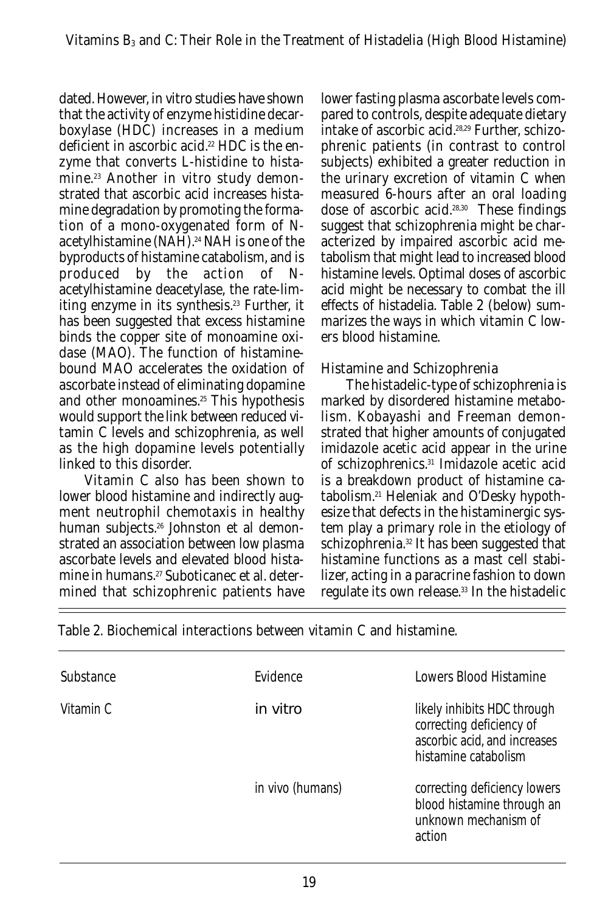dated. However, in vitro studies have shown that the activity of enzyme histidine decarboxylase (HDC) increases in a medium deficient in ascorbic acid.[22] HDC is the enzyme that converts L-histidine to histamine.[23] Another in vitro study demonstrated that ascorbic acid increases histamine degradation by promoting the formation of a mono-oxygenated form of N-acetylhistamine (NAH).[24] NAH is one of the byproducts of histamine catabolism, and is produced by the action of N-acetylhistamine deacetylase, the rate-limiting enzyme in its synthesis.[23] Further, it has been suggested that excess histamine binds the copper site of monoamine oxidase (MAO). The function of histamine-bound MAO accelerates the oxidation of ascorbate instead of eliminating dopamine and other monoamines.[25] This hypothesis would support the link between reduced vitamin C levels and schizophrenia, as well as the high dopamine levels potentially linked to this disorder.

Vitamin C also has been shown to lower blood histamine and indirectly augment neutrophil chemotaxis in healthy human subjects.[26] Johnston et al demonstrated an association between low plasma ascorbate levels and elevated blood histamine in humans.[27] Suboticanec et al. determined that schizophrenic patients have lower fasting plasma ascorbate levels compared to controls, despite adequate dietary intake of ascorbic acid.[28,29] Further, schizophrenic patients (in contrast to control subjects) exhibited a greater reduction in the urinary excretion of vitamin C when measured 6-hours after an oral loading dose of ascorbic acid.[28,30] These findings suggest that schizophrenia might be characterized by impaired ascorbic acid metabolism that might lead to increased blood histamine levels. Optimal doses of ascorbic acid might be necessary to combat the ill effects of histadelia. Table 2 (below) summarizes the ways in which vitamin C lowers blood histamine.

## Histamine and Schizophrenia

The histadelic-type of schizophrenia is marked by disordered histamine metabolism. Kobayashi and Freeman demonstrated that higher amounts of conjugated imidazole acetic acid appear in the urine of schizophrenics.[31] Imidazole acetic acid is a breakdown product of histamine catabolism.[21] Heleniak and O'Desky hypothesize that defects in the histaminergic system play a primary role in the etiology of schizophrenia.[32] It has been suggested that histamine functions as a mast cell stabilizer, acting in a paracrine fashion to down regulate its own release.[33] In the histadelic

Table 2. Biochemical interactions between vitamin C and histamine.

| Substance | Evidence | Lowers Blood Histamine |
|---|---|---|
| Vitamin C | in vitro | likely inhibits HDC through correcting deficiency of ascorbic acid, and increases histamine catabolism |
| | in vivo (humans) | correcting deficiency lowers blood histamine through an unknown mechanism of action |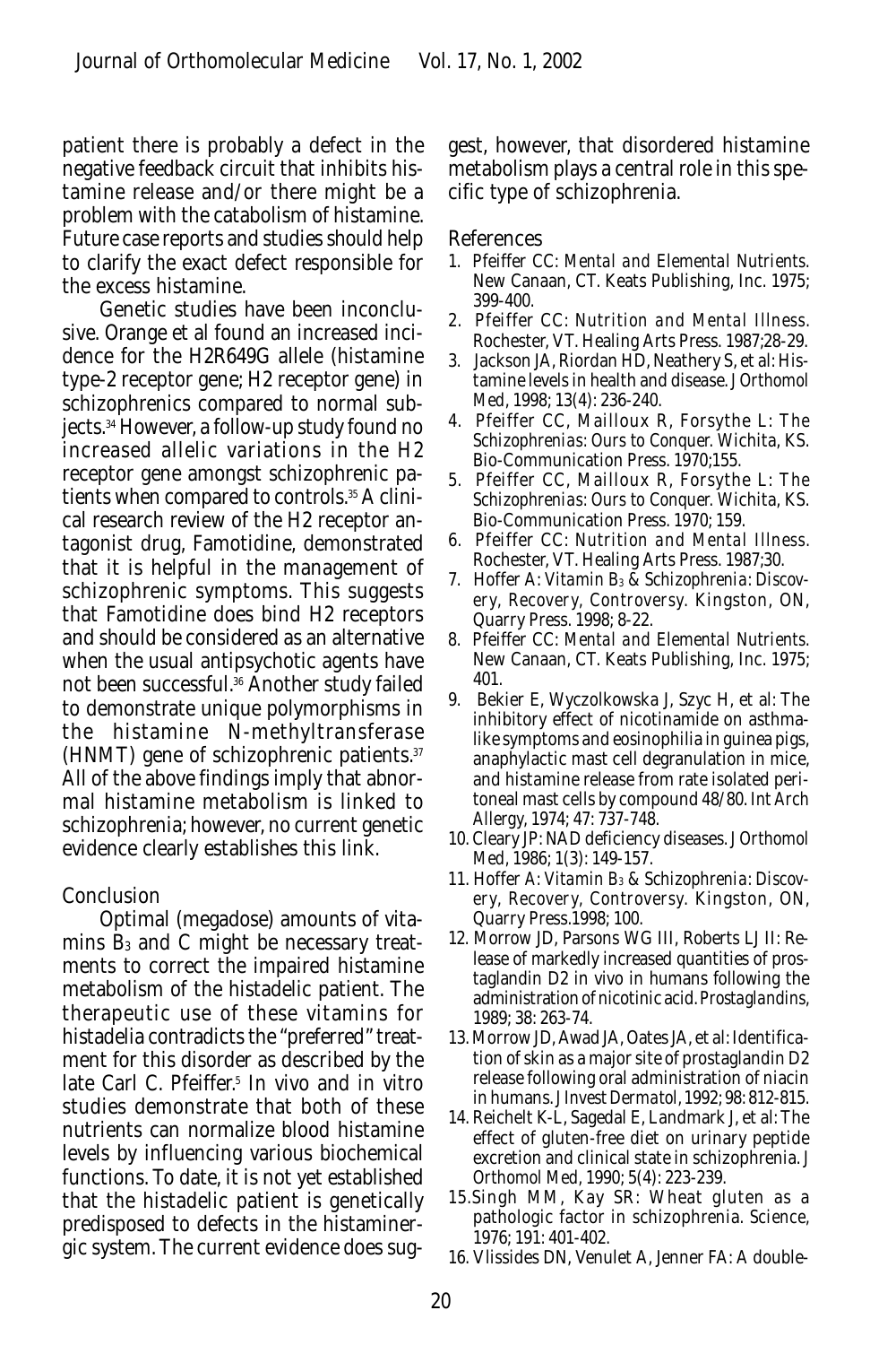patient there is probably a defect in the negative feedback circuit that inhibits histamine release and/or there might be a problem with the catabolism of histamine. Future case reports and studies should help to clarify the exact defect responsible for the excess histamine.

Genetic studies have been inconclusive. Orange et al found an increased incidence for the H2R649G allele (histamine type-2 receptor gene; H2 receptor gene) in schizophrenics compared to normal subjects.[34] However, a follow-up study found no increased allelic variations in the H2 receptor gene amongst schizophrenic patients when compared to controls.[35] A clinical research review of the H2 receptor antagonist drug, Famotidine, demonstrated that it is helpful in the management of schizophrenic symptoms. This suggests that Famotidine does bind H2 receptors and should be considered as an alternative when the usual antipsychotic agents have not been successful.[36] Another study failed to demonstrate unique polymorphisms in the histamine N-methyltransferase (HNMT) gene of schizophrenic patients.[37] All of the above findings imply that abnormal histamine metabolism is linked to schizophrenia; however, no current genetic evidence clearly establishes this link.

## Conclusion

Optimal (megadose) amounts of vitamins $B_3$ and C might be necessary treatments to correct the impaired histamine metabolism of the histadelic patient. The therapeutic use of these vitamins for histadelia contradicts the "preferred" treatment for this disorder as described by the late Carl C. Pfeiffer.[5] In vivo and in vitro studies demonstrate that both of these nutrients can normalize blood histamine levels by influencing various biochemical functions. To date, it is not yet established that the histadelic patient is genetically predisposed to defects in the histaminergic system. The current evidence does suggest, however, that disordered histamine metabolism plays a central role in this specific type of schizophrenia.

## References

1. Pfeiffer CC: *Mental and Elemental Nutrients.* New Canaan, CT. Keats Publishing, Inc. 1975; 399-400.
2. Pfeiffer CC: *Nutrition and Mental Illness.* Rochester, VT. Healing Arts Press. 1987;28-29.
3. Jackson JA, Riordan HD, Neathery S, et al: Histamine levels in health and disease. *J Orthomol Med,* 1998; 13(4): 236-240.
4. Pfeiffer CC, Mailloux R, Forsythe L: *The Schizophrenias: Ours to Conquer.* Wichita, KS. Bio-Communication Press. 1970;155.
5. Pfeiffer CC, Mailloux R, Forsythe L: *The Schizophrenias: Ours to Conquer.* Wichita, KS. Bio-Communication Press. 1970; 159.
6. Pfeiffer CC: *Nutrition and Mental Illness.* Rochester, VT. Healing Arts Press. 1987;30.
7. Hoffer A: *Vitamin $B_3$ & Schizophrenia: Discovery, Recovery, Controversy.* Kingston, ON, Quarry Press. 1998; 8-22.
8. Pfeiffer CC: *Mental and Elemental Nutrients.* New Canaan, CT. Keats Publishing, Inc. 1975; 401.
9. Bekier E, Wyczolkowska J, Szyc H, et al: The inhibitory effect of nicotinamide on asthma-like symptoms and eosinophilia in guinea pigs, anaphylactic mast cell degranulation in mice, and histamine release from rate isolated peritoneal mast cells by compound 48/80. *Int Arch Allergy,* 1974; 47: 737-748.
10. Cleary JP: NAD deficiency diseases. *J Orthomol Med,* 1986; 1(3): 149-157.
11. Hoffer A: *Vitamin $B_3$ & Schizophrenia: Discovery, Recovery, Controversy.* Kingston, ON, Quarry Press.1998; 100.
12. Morrow JD, Parsons WG III, Roberts LJ II: Release of markedly increased quantities of prostaglandin D2 in vivo in humans following the administration of nicotinic acid. *Prostaglandins,* 1989; 38: 263-74.
13. Morrow JD, Awad JA, Oates JA, et al: Identification of skin as a major site of prostaglandin D2 release following oral administration of niacin in humans. *J Invest Dermatol,* 1992; 98: 812-815.
14. Reichelt K-L, Sagedal E, Landmark J, et al: The effect of gluten-free diet on urinary peptide excretion and clinical state in schizophrenia. *J Orthomol Med,* 1990; 5(4): 223-239.
15. Singh MM, Kay SR: Wheat gluten as a pathologic factor in schizophrenia. *Science,* 1976; 191: 401-402.
16. Vlissides DN, Venulet A, Jenner FA: A double-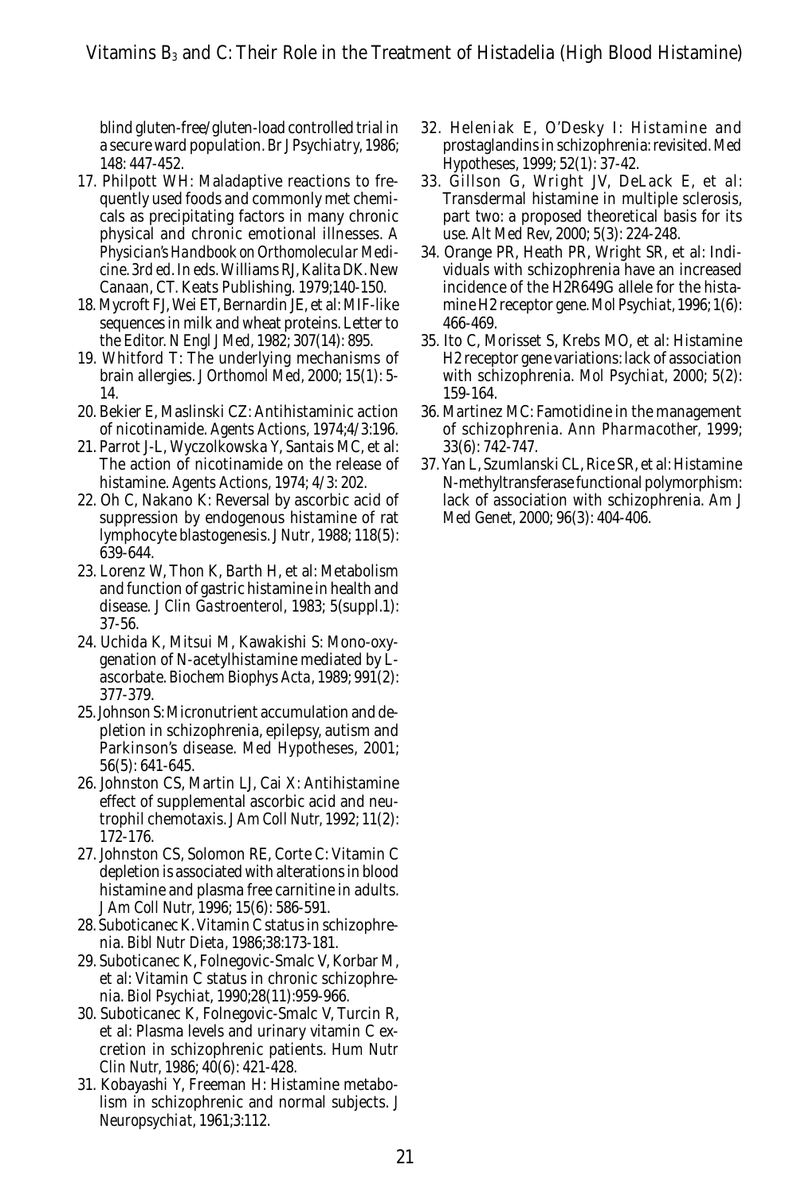blind gluten-free/gluten-load controlled trial in a secure ward population. *Br J Psychiatry*, 1986; 148: 447-452.

17. Philpott WH: Maladaptive reactions to frequently used foods and commonly met chemicals as precipitating factors in many chronic physical and chronic emotional illnesses. *A Physician's Handbook on Orthomolecular Medicine*. 3rd ed. In eds. Williams RJ, Kalita DK. New Canaan, CT. Keats Publishing. 1979;140-150.
18. Mycroft FJ, Wei ET, Bernardin JE, et al: MIF-like sequences in milk and wheat proteins. Letter to the Editor. *N Engl J Med*, 1982; 307(14): 895.
19. Whitford T: The underlying mechanisms of brain allergies. *J Orthomol Med*, 2000; 15(1): 5-14.
20. Bekier E, Maslinski CZ: Antihistaminic action of nicotinamide. *Agents Actions*, 1974;4/3:196.
21. Parrot J-L, Wyczolkowska Y, Santais MC, et al: The action of nicotinamide on the release of histamine. *Agents Actions*, 1974; 4/3: 202.
22. Oh C, Nakano K: Reversal by ascorbic acid of suppression by endogenous histamine of rat lymphocyte blastogenesis. *J Nutr*, 1988; 118(5): 639-644.
23. Lorenz W, Thon K, Barth H, et al: Metabolism and function of gastric histamine in health and disease. *J Clin Gastroenterol*, 1983; 5(suppl.1): 37-56.
24. Uchida K, Mitsui M, Kawakishi S: Mono-oxygenation of N-acetylhistamine mediated by L-ascorbate. *Biochem Biophys Acta*, 1989; 991(2): 377-379.
25. Johnson S: Micronutrient accumulation and depletion in schizophrenia, epilepsy, autism and Parkinson's disease. *Med Hypotheses*, 2001; 56(5): 641-645.
26. Johnston CS, Martin LJ, Cai X: Antihistamine effect of supplemental ascorbic acid and neutrophil chemotaxis. *J Am Coll Nutr*, 1992; 11(2): 172-176.
27. Johnston CS, Solomon RE, Corte C: Vitamin C depletion is associated with alterations in blood histamine and plasma free carnitine in adults. *J Am Coll Nutr*, 1996; 15(6): 586-591.
28. Suboticanec K. Vitamin C status in schizophrenia. *Bibl Nutr Dieta*, 1986;38:173-181.
29. Suboticanec K, Folnegovic-Smalc V, Korbar M, et al: Vitamin C status in chronic schizophrenia. *Biol Psychiat*, 1990;28(11):959-966.
30. Suboticanec K, Folnegovic-Smalc V, Turcin R, et al: Plasma levels and urinary vitamin C excretion in schizophrenic patients. *Hum Nutr Clin Nutr*, 1986; 40(6): 421-428.
31. Kobayashi Y, Freeman H: Histamine metabolism in schizophrenic and normal subjects. *J Neuropsychiat*, 1961;3:112.
32. Heleniak E, O'Desky I: Histamine and prostaglandins in schizophrenia: revisited. *Med Hypotheses*, 1999; 52(1): 37-42.
33. Gillson G, Wright JV, DeLack E, et al: Transdermal histamine in multiple sclerosis, part two: a proposed theoretical basis for its use. *Alt Med Rev*, 2000; 5(3): 224-248.
34. Orange PR, Heath PR, Wright SR, et al: Individuals with schizophrenia have an increased incidence of the H2R649G allele for the histamine H2 receptor gene. *Mol Psychiat*, 1996; 1(6): 466-469.
35. Ito C, Morisset S, Krebs MO, et al: Histamine H2 receptor gene variations: lack of association with schizophrenia. *Mol Psychiat*, 2000; 5(2): 159-164.
36. Martinez MC: Famotidine in the management of schizophrenia. *Ann Pharmacother*, 1999; 33(6): 742-747.
37. Yan L, Szumlanski CL, Rice SR, et al: Histamine N-methyltransferase functional polymorphism: lack of association with schizophrenia. *Am J Med Genet*, 2000; 96(3): 404-406.